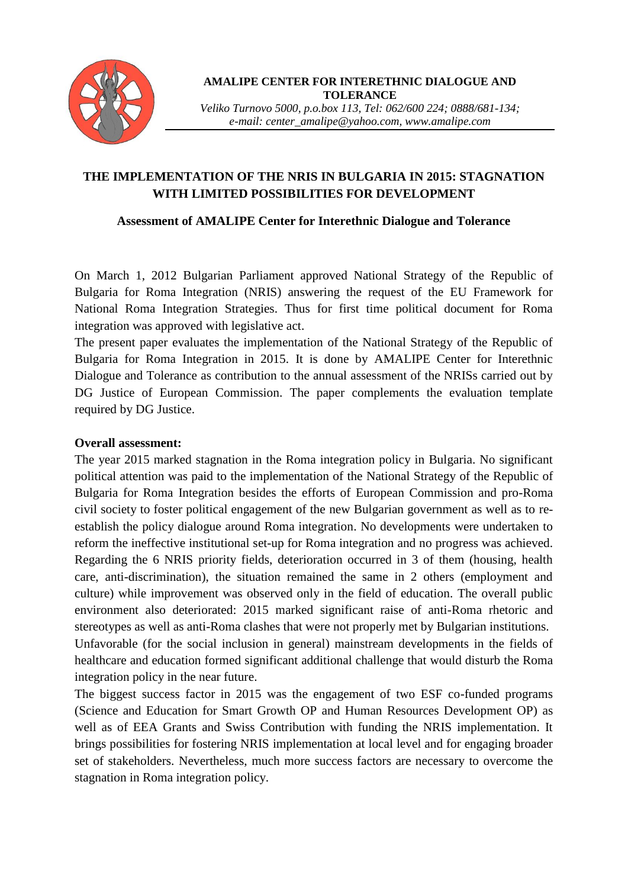**AMALIPE CENTER FOR INTERETHNIC DIALOGUE AND TOLERANCE**
*Veliko Turnovo 5000, p.o.box 113, Tel: 062/600 224; 0888/681-134; e-mail: center_amalipe@yahoo.com, www.amalipe.com*

# THE IMPLEMENTATION OF THE NRIS IN BULGARIA IN 2015: STAGNATION WITH LIMITED POSSIBILITIES FOR DEVELOPMENT

## Assessment of AMALIPE Center for Interethnic Dialogue and Tolerance

On March 1, 2012 Bulgarian Parliament approved National Strategy of the Republic of Bulgaria for Roma Integration (NRIS) answering the request of the EU Framework for National Roma Integration Strategies. Thus for first time political document for Roma integration was approved with legislative act.

The present paper evaluates the implementation of the National Strategy of the Republic of Bulgaria for Roma Integration in 2015. It is done by AMALIPE Center for Interethnic Dialogue and Tolerance as contribution to the annual assessment of the NRISs carried out by DG Justice of European Commission. The paper complements the evaluation template required by DG Justice.

**Overall assessment:**

The year 2015 marked stagnation in the Roma integration policy in Bulgaria. No significant political attention was paid to the implementation of the National Strategy of the Republic of Bulgaria for Roma Integration besides the efforts of European Commission and pro-Roma civil society to foster political engagement of the new Bulgarian government as well as to re-establish the policy dialogue around Roma integration. No developments were undertaken to reform the ineffective institutional set-up for Roma integration and no progress was achieved. Regarding the 6 NRIS priority fields, deterioration occurred in 3 of them (housing, health care, anti-discrimination), the situation remained the same in 2 others (employment and culture) while improvement was observed only in the field of education. The overall public environment also deteriorated: 2015 marked significant raise of anti-Roma rhetoric and stereotypes as well as anti-Roma clashes that were not properly met by Bulgarian institutions.

Unfavorable (for the social inclusion in general) mainstream developments in the fields of healthcare and education formed significant additional challenge that would disturb the Roma integration policy in the near future.

The biggest success factor in 2015 was the engagement of two ESF co-funded programs (Science and Education for Smart Growth OP and Human Resources Development OP) as well as of EEA Grants and Swiss Contribution with funding the NRIS implementation. It brings possibilities for fostering NRIS implementation at local level and for engaging broader set of stakeholders. Nevertheless, much more success factors are necessary to overcome the stagnation in Roma integration policy.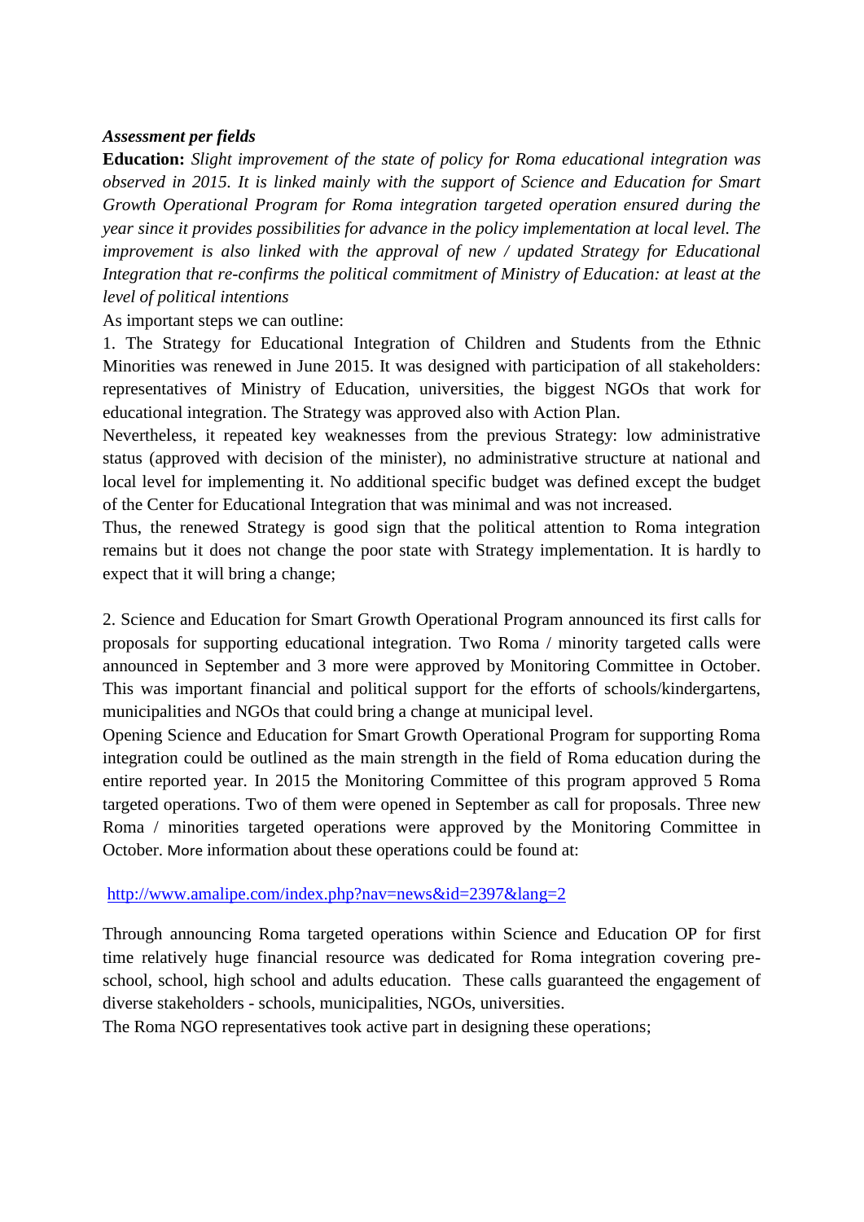***Assessment per fields***

**Education:** *Slight improvement of the state of policy for Roma educational integration was observed in 2015. It is linked mainly with the support of Science and Education for Smart Growth Operational Program for Roma integration targeted operation ensured during the year since it provides possibilities for advance in the policy implementation at local level. The improvement is also linked with the approval of new / updated Strategy for Educational Integration that re-confirms the political commitment of Ministry of Education: at least at the level of political intentions*

As important steps we can outline:

1. The Strategy for Educational Integration of Children and Students from the Ethnic Minorities was renewed in June 2015. It was designed with participation of all stakeholders: representatives of Ministry of Education, universities, the biggest NGOs that work for educational integration. The Strategy was approved also with Action Plan.

Nevertheless, it repeated key weaknesses from the previous Strategy: low administrative status (approved with decision of the minister), no administrative structure at national and local level for implementing it. No additional specific budget was defined except the budget of the Center for Educational Integration that was minimal and was not increased.

Thus, the renewed Strategy is good sign that the political attention to Roma integration remains but it does not change the poor state with Strategy implementation. It is hardly to expect that it will bring a change;

2. Science and Education for Smart Growth Operational Program announced its first calls for proposals for supporting educational integration. Two Roma / minority targeted calls were announced in September and 3 more were approved by Monitoring Committee in October. This was important financial and political support for the efforts of schools/kindergartens, municipalities and NGOs that could bring a change at municipal level.

Opening Science and Education for Smart Growth Operational Program for supporting Roma integration could be outlined as the main strength in the field of Roma education during the entire reported year. In 2015 the Monitoring Committee of this program approved 5 Roma targeted operations. Two of them were opened in September as call for proposals. Three new Roma / minorities targeted operations were approved by the Monitoring Committee in October. More information about these operations could be found at:

http://www.amalipe.com/index.php?nav=news&id=2397&lang=2

Through announcing Roma targeted operations within Science and Education OP for first time relatively huge financial resource was dedicated for Roma integration covering pre-school, school, high school and adults education. These calls guaranteed the engagement of diverse stakeholders - schools, municipalities, NGOs, universities.

The Roma NGO representatives took active part in designing these operations;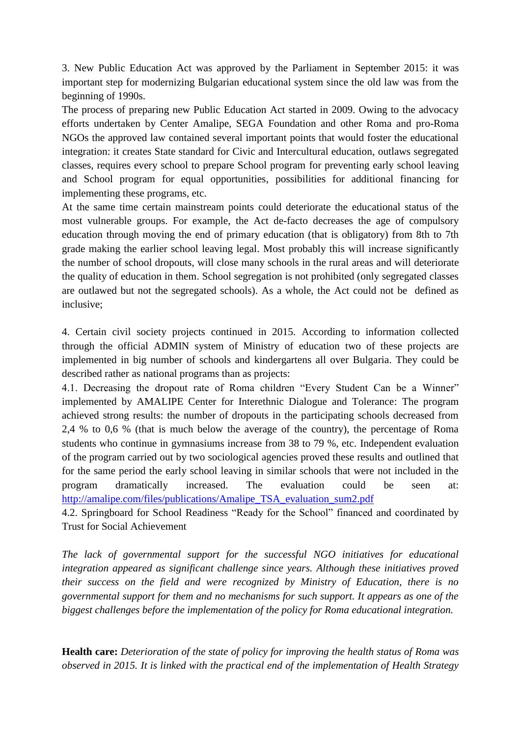3. New Public Education Act was approved by the Parliament in September 2015: it was important step for modernizing Bulgarian educational system since the old law was from the beginning of 1990s.

The process of preparing new Public Education Act started in 2009. Owing to the advocacy efforts undertaken by Center Amalipe, SEGA Foundation and other Roma and pro-Roma NGOs the approved law contained several important points that would foster the educational integration: it creates State standard for Civic and Intercultural education, outlaws segregated classes, requires every school to prepare School program for preventing early school leaving and School program for equal opportunities, possibilities for additional financing for implementing these programs, etc.

At the same time certain mainstream points could deteriorate the educational status of the most vulnerable groups. For example, the Act de-facto decreases the age of compulsory education through moving the end of primary education (that is obligatory) from 8th to 7th grade making the earlier school leaving legal. Most probably this will increase significantly the number of school dropouts, will close many schools in the rural areas and will deteriorate the quality of education in them. School segregation is not prohibited (only segregated classes are outlawed but not the segregated schools). As a whole, the Act could not be defined as inclusive;

4. Certain civil society projects continued in 2015. According to information collected through the official ADMIN system of Ministry of education two of these projects are implemented in big number of schools and kindergartens all over Bulgaria. They could be described rather as national programs than as projects:

4.1. Decreasing the dropout rate of Roma children "Every Student Can be a Winner" implemented by AMALIPE Center for Interethnic Dialogue and Tolerance: The program achieved strong results: the number of dropouts in the participating schools decreased from 2,4 % to 0,6 % (that is much below the average of the country), the percentage of Roma students who continue in gymnasiums increase from 38 to 79 %, etc. Independent evaluation of the program carried out by two sociological agencies proved these results and outlined that for the same period the early school leaving in similar schools that were not included in the program dramatically increased. The evaluation could be seen at: [http://amalipe.com/files/publications/Amalipe_TSA_evaluation_sum2.pdf](http://amalipe.com/files/publications/Amalipe_TSA_evaluation_sum2.pdf)

4.2. Springboard for School Readiness "Ready for the School" financed and coordinated by Trust for Social Achievement

*The lack of governmental support for the successful NGO initiatives for educational integration appeared as significant challenge since years. Although these initiatives proved their success on the field and were recognized by Ministry of Education, there is no governmental support for them and no mechanisms for such support. It appears as one of the biggest challenges before the implementation of the policy for Roma educational integration.*

**Health care:** *Deterioration of the state of policy for improving the health status of Roma was observed in 2015. It is linked with the practical end of the implementation of Health Strategy*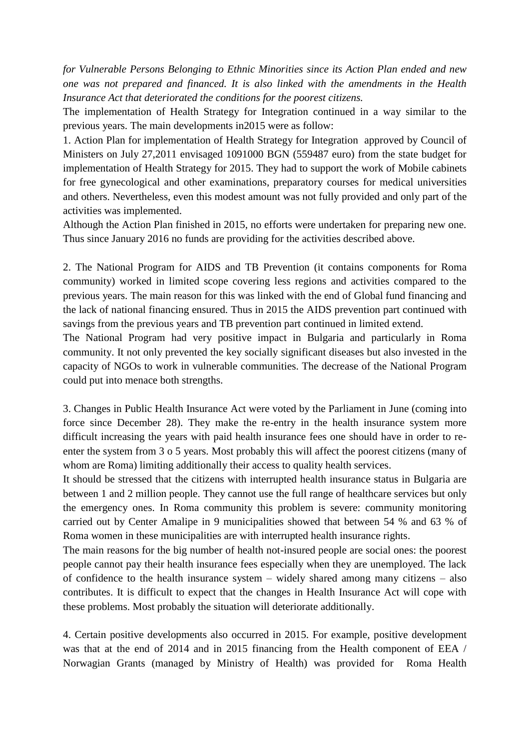*for Vulnerable Persons Belonging to Ethnic Minorities since its Action Plan ended and new one was not prepared and financed. It is also linked with the amendments in the Health Insurance Act that deteriorated the conditions for the poorest citizens.*

The implementation of Health Strategy for Integration continued in a way similar to the previous years. The main developments in2015 were as follow:

1. Action Plan for implementation of Health Strategy for Integration approved by Council of Ministers on July 27,2011 envisaged 1091000 BGN (559487 euro) from the state budget for implementation of Health Strategy for 2015. They had to support the work of Mobile cabinets for free gynecological and other examinations, preparatory courses for medical universities and others. Nevertheless, even this modest amount was not fully provided and only part of the activities was implemented.

Although the Action Plan finished in 2015, no efforts were undertaken for preparing new one. Thus since January 2016 no funds are providing for the activities described above.

2. The National Program for AIDS and TB Prevention (it contains components for Roma community) worked in limited scope covering less regions and activities compared to the previous years. The main reason for this was linked with the end of Global fund financing and the lack of national financing ensured. Thus in 2015 the AIDS prevention part continued with savings from the previous years and TB prevention part continued in limited extend.

The National Program had very positive impact in Bulgaria and particularly in Roma community. It not only prevented the key socially significant diseases but also invested in the capacity of NGOs to work in vulnerable communities. The decrease of the National Program could put into menace both strengths.

3. Changes in Public Health Insurance Act were voted by the Parliament in June (coming into force since December 28). They make the re-entry in the health insurance system more difficult increasing the years with paid health insurance fees one should have in order to re-enter the system from 3 o 5 years. Most probably this will affect the poorest citizens (many of whom are Roma) limiting additionally their access to quality health services.

It should be stressed that the citizens with interrupted health insurance status in Bulgaria are between 1 and 2 million people. They cannot use the full range of healthcare services but only the emergency ones. In Roma community this problem is severe: community monitoring carried out by Center Amalipe in 9 municipalities showed that between 54 % and 63 % of Roma women in these municipalities are with interrupted health insurance rights.

The main reasons for the big number of health not-insured people are social ones: the poorest people cannot pay their health insurance fees especially when they are unemployed. The lack of confidence to the health insurance system – widely shared among many citizens – also contributes. It is difficult to expect that the changes in Health Insurance Act will cope with these problems. Most probably the situation will deteriorate additionally.

4. Certain positive developments also occurred in 2015. For example, positive development was that at the end of 2014 and in 2015 financing from the Health component of EEA / Norwagian Grants (managed by Ministry of Health) was provided for Roma Health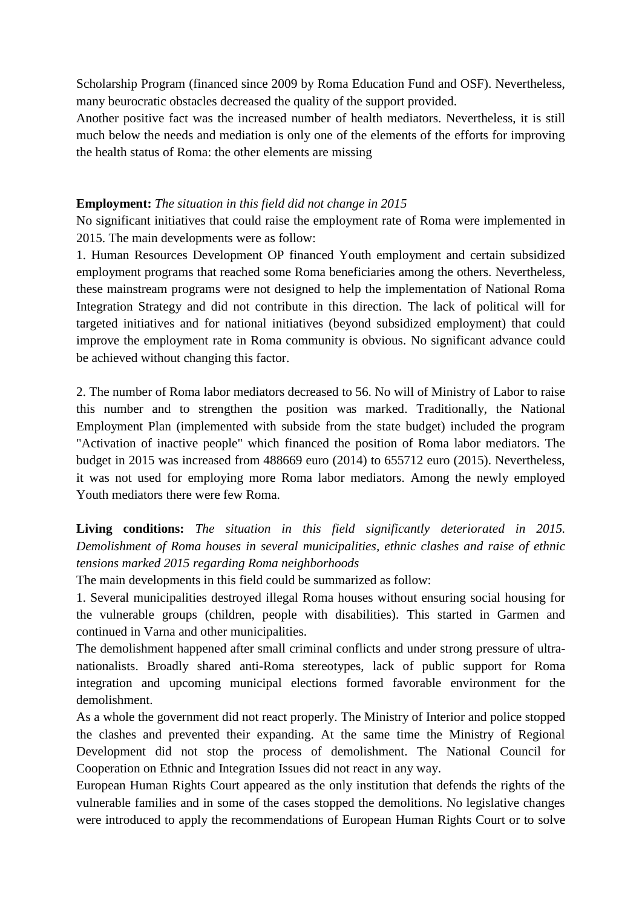Scholarship Program (financed since 2009 by Roma Education Fund and OSF). Nevertheless, many beurocratic obstacles decreased the quality of the support provided.

Another positive fact was the increased number of health mediators. Nevertheless, it is still much below the needs and mediation is only one of the elements of the efforts for improving the health status of Roma: the other elements are missing

**Employment:** *The situation in this field did not change in 2015*

No significant initiatives that could raise the employment rate of Roma were implemented in 2015. The main developments were as follow:

1. Human Resources Development OP financed Youth employment and certain subsidized employment programs that reached some Roma beneficiaries among the others. Nevertheless, these mainstream programs were not designed to help the implementation of National Roma Integration Strategy and did not contribute in this direction. The lack of political will for targeted initiatives and for national initiatives (beyond subsidized employment) that could improve the employment rate in Roma community is obvious. No significant advance could be achieved without changing this factor.

2. The number of Roma labor mediators decreased to 56. No will of Ministry of Labor to raise this number and to strengthen the position was marked. Traditionally, the National Employment Plan (implemented with subside from the state budget) included the program "Activation of inactive people" which financed the position of Roma labor mediators. The budget in 2015 was increased from 488669 euro (2014) to 655712 euro (2015). Nevertheless, it was not used for employing more Roma labor mediators. Among the newly employed Youth mediators there were few Roma.

**Living conditions:** *The situation in this field significantly deteriorated in 2015. Demolishment of Roma houses in several municipalities, ethnic clashes and raise of ethnic tensions marked 2015 regarding Roma neighborhoods*

The main developments in this field could be summarized as follow:

1. Several municipalities destroyed illegal Roma houses without ensuring social housing for the vulnerable groups (children, people with disabilities). This started in Garmen and continued in Varna and other municipalities.

The demolishment happened after small criminal conflicts and under strong pressure of ultra-nationalists. Broadly shared anti-Roma stereotypes, lack of public support for Roma integration and upcoming municipal elections formed favorable environment for the demolishment.

As a whole the government did not react properly. The Ministry of Interior and police stopped the clashes and prevented their expanding. At the same time the Ministry of Regional Development did not stop the process of demolishment. The National Council for Cooperation on Ethnic and Integration Issues did not react in any way.

European Human Rights Court appeared as the only institution that defends the rights of the vulnerable families and in some of the cases stopped the demolitions. No legislative changes were introduced to apply the recommendations of European Human Rights Court or to solve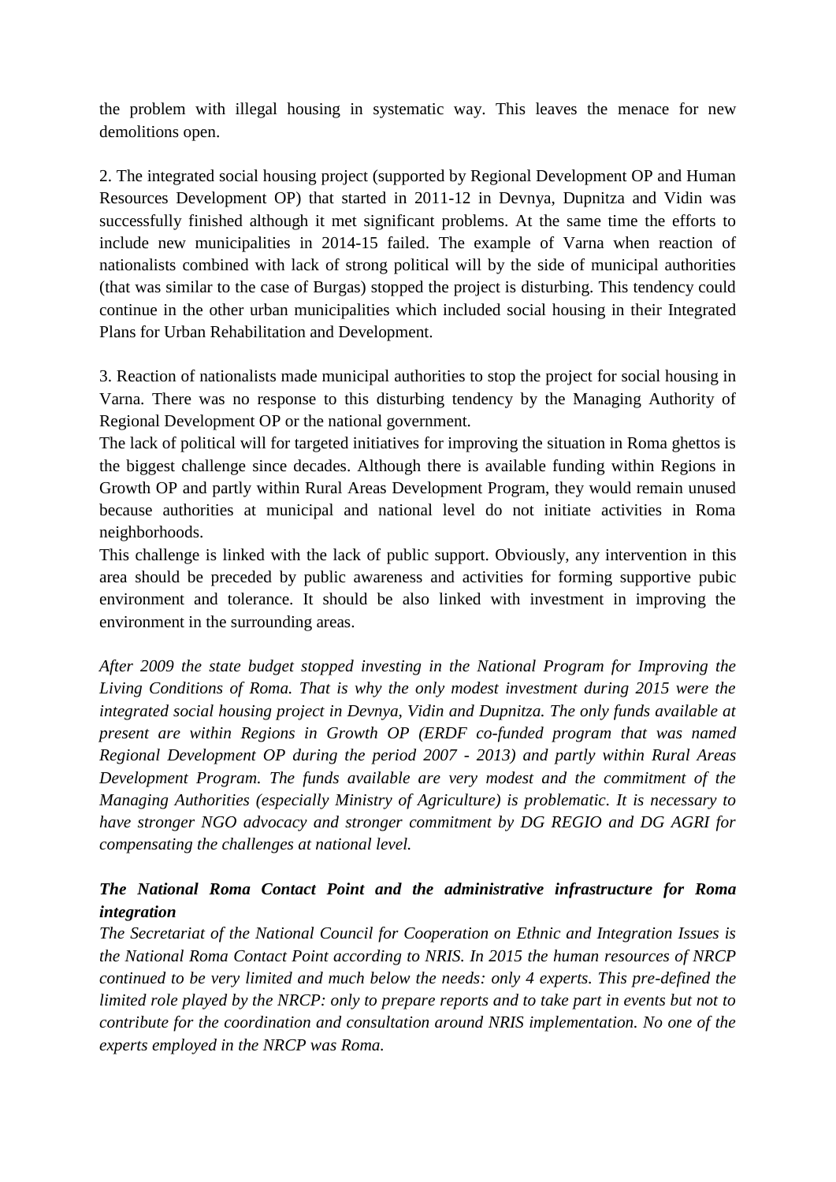the problem with illegal housing in systematic way. This leaves the menace for new demolitions open.

2. The integrated social housing project (supported by Regional Development OP and Human Resources Development OP) that started in 2011-12 in Devnya, Dupnitza and Vidin was successfully finished although it met significant problems. At the same time the efforts to include new municipalities in 2014-15 failed. The example of Varna when reaction of nationalists combined with lack of strong political will by the side of municipal authorities (that was similar to the case of Burgas) stopped the project is disturbing. This tendency could continue in the other urban municipalities which included social housing in their Integrated Plans for Urban Rehabilitation and Development.

3. Reaction of nationalists made municipal authorities to stop the project for social housing in Varna. There was no response to this disturbing tendency by the Managing Authority of Regional Development OP or the national government.
The lack of political will for targeted initiatives for improving the situation in Roma ghettos is the biggest challenge since decades. Although there is available funding within Regions in Growth OP and partly within Rural Areas Development Program, they would remain unused because authorities at municipal and national level do not initiate activities in Roma neighborhoods.
This challenge is linked with the lack of public support. Obviously, any intervention in this area should be preceded by public awareness and activities for forming supportive pubic environment and tolerance. It should be also linked with investment in improving the environment in the surrounding areas.

*After 2009 the state budget stopped investing in the National Program for Improving the Living Conditions of Roma. That is why the only modest investment during 2015 were the integrated social housing project in Devnya, Vidin and Dupnitza. The only funds available at present are within Regions in Growth OP (ERDF co-funded program that was named Regional Development OP during the period 2007 - 2013) and partly within Rural Areas Development Program. The funds available are very modest and the commitment of the Managing Authorities (especially Ministry of Agriculture) is problematic. It is necessary to have stronger NGO advocacy and stronger commitment by DG REGIO and DG AGRI for compensating the challenges at national level.*

***The National Roma Contact Point and the administrative infrastructure for Roma integration***

*The Secretariat of the National Council for Cooperation on Ethnic and Integration Issues is the National Roma Contact Point according to NRIS. In 2015 the human resources of NRCP continued to be very limited and much below the needs: only 4 experts. This pre-defined the limited role played by the NRCP: only to prepare reports and to take part in events but not to contribute for the coordination and consultation around NRIS implementation. No one of the experts employed in the NRCP was Roma.*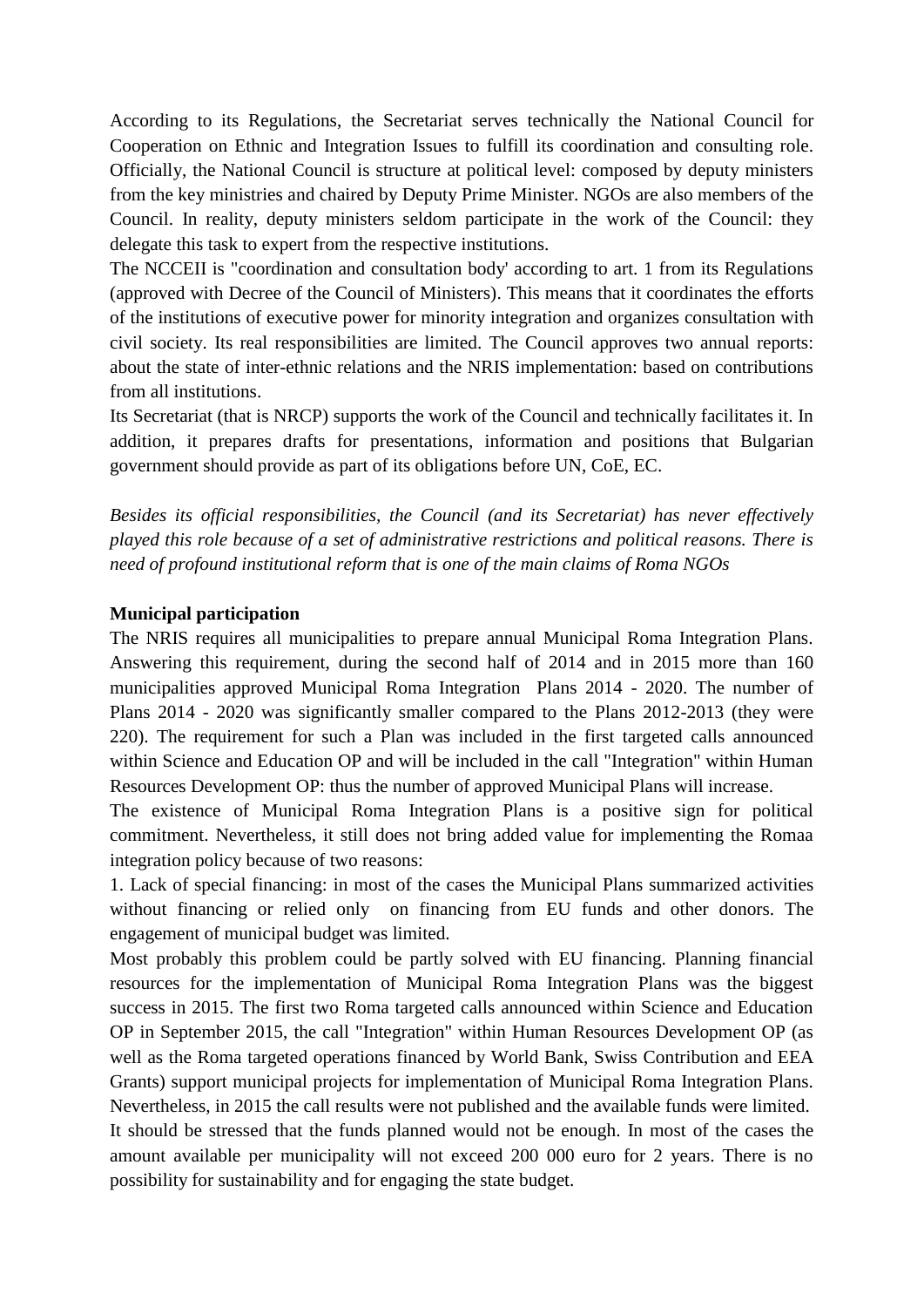According to its Regulations, the Secretariat serves technically the National Council for Cooperation on Ethnic and Integration Issues to fulfill its coordination and consulting role. Officially, the National Council is structure at political level: composed by deputy ministers from the key ministries and chaired by Deputy Prime Minister. NGOs are also members of the Council. In reality, deputy ministers seldom participate in the work of the Council: they delegate this task to expert from the respective institutions.

The NCCEII is "coordination and consultation body' according to art. 1 from its Regulations (approved with Decree of the Council of Ministers). This means that it coordinates the efforts of the institutions of executive power for minority integration and organizes consultation with civil society. Its real responsibilities are limited. The Council approves two annual reports: about the state of inter-ethnic relations and the NRIS implementation: based on contributions from all institutions.

Its Secretariat (that is NRCP) supports the work of the Council and technically facilitates it. In addition, it prepares drafts for presentations, information and positions that Bulgarian government should provide as part of its obligations before UN, CoE, EC.

*Besides its official responsibilities, the Council (and its Secretariat) has never effectively played this role because of a set of administrative restrictions and political reasons. There is need of profound institutional reform that is one of the main claims of Roma NGOs*

**Municipal participation**

The NRIS requires all municipalities to prepare annual Municipal Roma Integration Plans. Answering this requirement, during the second half of 2014 and in 2015 more than 160 municipalities approved Municipal Roma Integration Plans 2014 - 2020. The number of Plans 2014 - 2020 was significantly smaller compared to the Plans 2012-2013 (they were 220). The requirement for such a Plan was included in the first targeted calls announced within Science and Education OP and will be included in the call "Integration" within Human Resources Development OP: thus the number of approved Municipal Plans will increase.

The existence of Municipal Roma Integration Plans is a positive sign for political commitment. Nevertheless, it still does not bring added value for implementing the Romaa integration policy because of two reasons:

1. Lack of special financing: in most of the cases the Municipal Plans summarized activities without financing or relied only on financing from EU funds and other donors. The engagement of municipal budget was limited.

Most probably this problem could be partly solved with EU financing. Planning financial resources for the implementation of Municipal Roma Integration Plans was the biggest success in 2015. The first two Roma targeted calls announced within Science and Education OP in September 2015, the call "Integration" within Human Resources Development OP (as well as the Roma targeted operations financed by World Bank, Swiss Contribution and EEA Grants) support municipal projects for implementation of Municipal Roma Integration Plans. Nevertheless, in 2015 the call results were not published and the available funds were limited.

It should be stressed that the funds planned would not be enough. In most of the cases the amount available per municipality will not exceed 200 000 euro for 2 years. There is no possibility for sustainability and for engaging the state budget.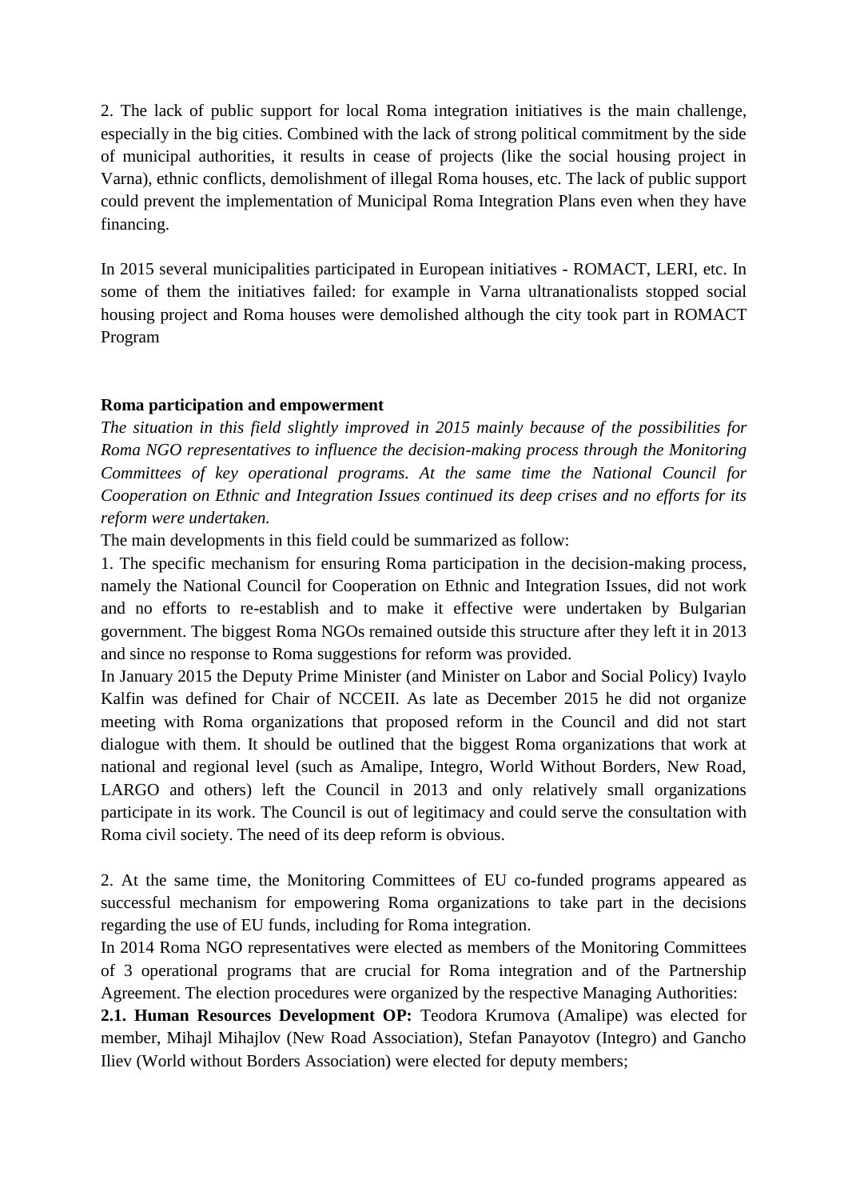2. The lack of public support for local Roma integration initiatives is the main challenge, especially in the big cities. Combined with the lack of strong political commitment by the side of municipal authorities, it results in cease of projects (like the social housing project in Varna), ethnic conflicts, demolishment of illegal Roma houses, etc. The lack of public support could prevent the implementation of Municipal Roma Integration Plans even when they have financing.

In 2015 several municipalities participated in European initiatives - ROMACT, LERI, etc. In some of them the initiatives failed: for example in Varna ultranationalists stopped social housing project and Roma houses were demolished although the city took part in ROMACT Program

**Roma participation and empowerment**

*The situation in this field slightly improved in 2015 mainly because of the possibilities for Roma NGO representatives to influence the decision-making process through the Monitoring Committees of key operational programs. At the same time the National Council for Cooperation on Ethnic and Integration Issues continued its deep crises and no efforts for its reform were undertaken.*

The main developments in this field could be summarized as follow:

1. The specific mechanism for ensuring Roma participation in the decision-making process, namely the National Council for Cooperation on Ethnic and Integration Issues, did not work and no efforts to re-establish and to make it effective were undertaken by Bulgarian government. The biggest Roma NGOs remained outside this structure after they left it in 2013 and since no response to Roma suggestions for reform was provided.

In January 2015 the Deputy Prime Minister (and Minister on Labor and Social Policy) Ivaylo Kalfin was defined for Chair of NCCEII. As late as December 2015 he did not organize meeting with Roma organizations that proposed reform in the Council and did not start dialogue with them. It should be outlined that the biggest Roma organizations that work at national and regional level (such as Amalipe, Integro, World Without Borders, New Road, LARGO and others) left the Council in 2013 and only relatively small organizations participate in its work. The Council is out of legitimacy and could serve the consultation with Roma civil society. The need of its deep reform is obvious.

2. At the same time, the Monitoring Committees of EU co-funded programs appeared as successful mechanism for empowering Roma organizations to take part in the decisions regarding the use of EU funds, including for Roma integration.

In 2014 Roma NGO representatives were elected as members of the Monitoring Committees of 3 operational programs that are crucial for Roma integration and of the Partnership Agreement. The election procedures were organized by the respective Managing Authorities:

**2.1. Human Resources Development OP:** Teodora Krumova (Amalipe) was elected for member, Mihajl Mihajlov (New Road Association), Stefan Panayotov (Integro) and Gancho Iliev (World without Borders Association) were elected for deputy members;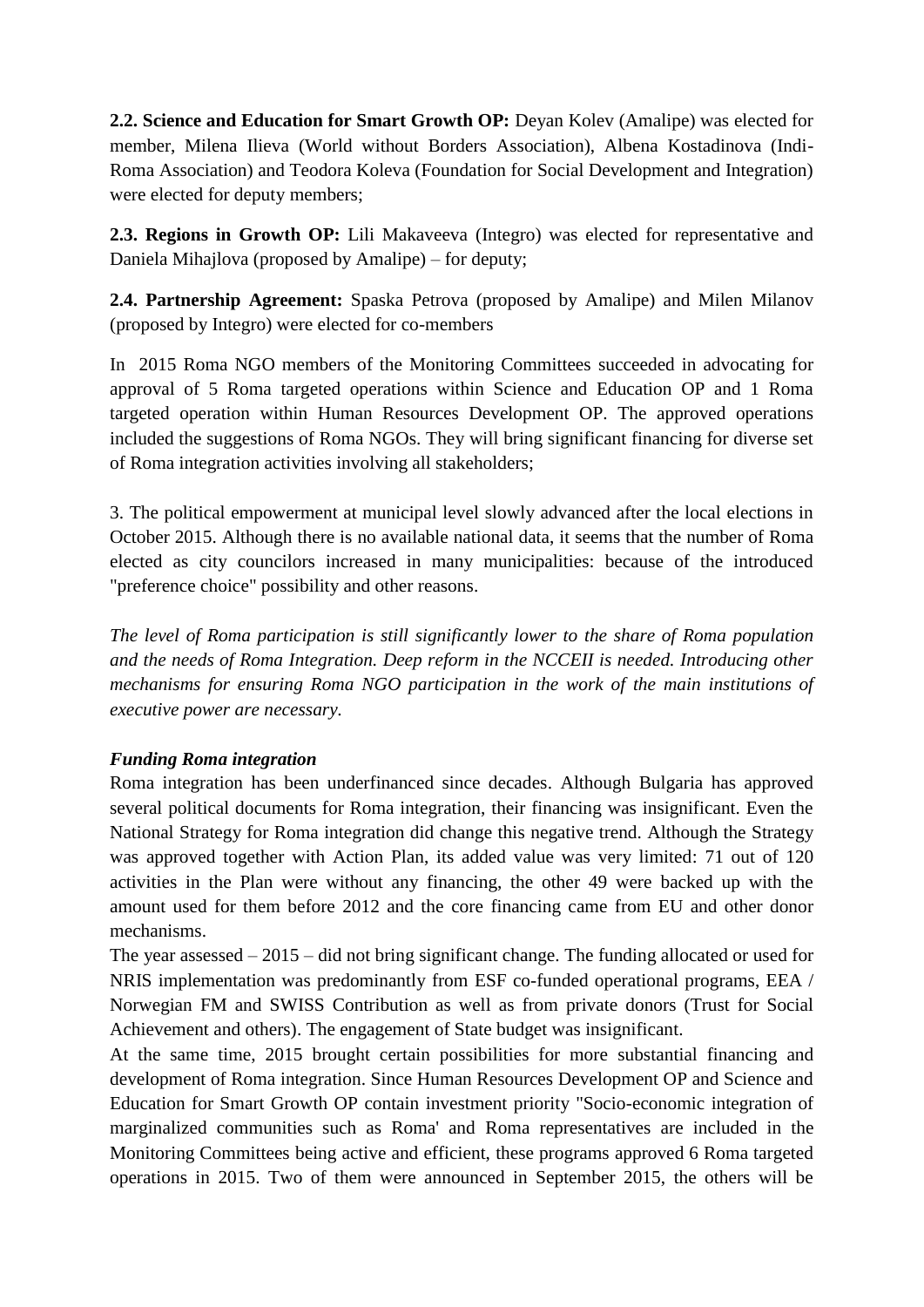**2.2. Science and Education for Smart Growth OP:** Deyan Kolev (Amalipe) was elected for member, Milena Ilieva (World without Borders Association), Albena Kostadinova (Indi-Roma Association) and Teodora Koleva (Foundation for Social Development and Integration) were elected for deputy members;

**2.3. Regions in Growth OP:** Lili Makaveeva (Integro) was elected for representative and Daniela Mihajlova (proposed by Amalipe) – for deputy;

**2.4. Partnership Agreement:** Spaska Petrova (proposed by Amalipe) and Milen Milanov (proposed by Integro) were elected for co-members

In 2015 Roma NGO members of the Monitoring Committees succeeded in advocating for approval of 5 Roma targeted operations within Science and Education OP and 1 Roma targeted operation within Human Resources Development OP. The approved operations included the suggestions of Roma NGOs. They will bring significant financing for diverse set of Roma integration activities involving all stakeholders;

3. The political empowerment at municipal level slowly advanced after the local elections in October 2015. Although there is no available national data, it seems that the number of Roma elected as city councilors increased in many municipalities: because of the introduced "preference choice" possibility and other reasons.

*The level of Roma participation is still significantly lower to the share of Roma population and the needs of Roma Integration. Deep reform in the NCCEII is needed. Introducing other mechanisms for ensuring Roma NGO participation in the work of the main institutions of executive power are necessary.*

***Funding Roma integration***

Roma integration has been underfinanced since decades. Although Bulgaria has approved several political documents for Roma integration, their financing was insignificant. Even the National Strategy for Roma integration did change this negative trend. Although the Strategy was approved together with Action Plan, its added value was very limited: 71 out of 120 activities in the Plan were without any financing, the other 49 were backed up with the amount used for them before 2012 and the core financing came from EU and other donor mechanisms.

The year assessed – 2015 – did not bring significant change. The funding allocated or used for NRIS implementation was predominantly from ESF co-funded operational programs, EEA / Norwegian FM and SWISS Contribution as well as from private donors (Trust for Social Achievement and others). The engagement of State budget was insignificant.

At the same time, 2015 brought certain possibilities for more substantial financing and development of Roma integration. Since Human Resources Development OP and Science and Education for Smart Growth OP contain investment priority "Socio-economic integration of marginalized communities such as Roma' and Roma representatives are included in the Monitoring Committees being active and efficient, these programs approved 6 Roma targeted operations in 2015. Two of them were announced in September 2015, the others will be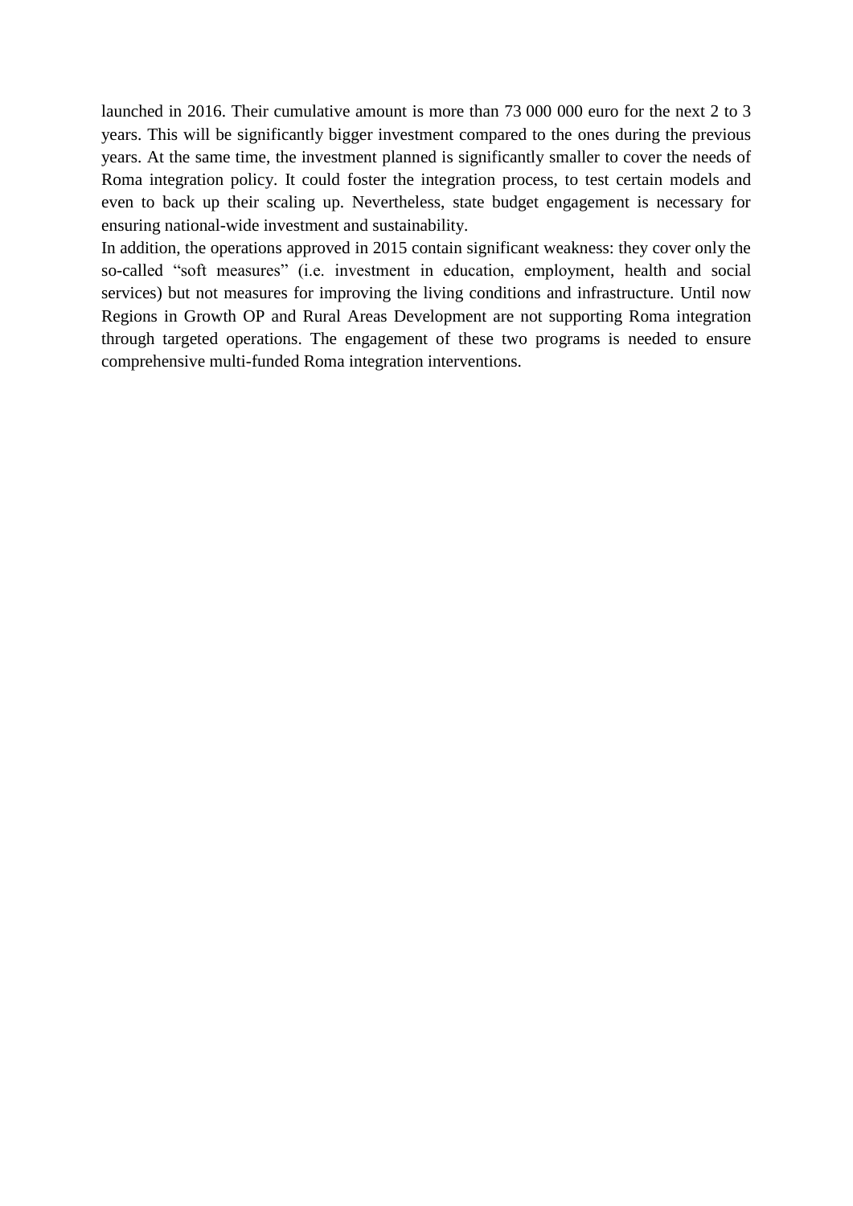launched in 2016. Their cumulative amount is more than 73 000 000 euro for the next 2 to 3 years. This will be significantly bigger investment compared to the ones during the previous years. At the same time, the investment planned is significantly smaller to cover the needs of Roma integration policy. It could foster the integration process, to test certain models and even to back up their scaling up. Nevertheless, state budget engagement is necessary for ensuring national-wide investment and sustainability.

In addition, the operations approved in 2015 contain significant weakness: they cover only the so-called "soft measures" (i.e. investment in education, employment, health and social services) but not measures for improving the living conditions and infrastructure. Until now Regions in Growth OP and Rural Areas Development are not supporting Roma integration through targeted operations. The engagement of these two programs is needed to ensure comprehensive multi-funded Roma integration interventions.